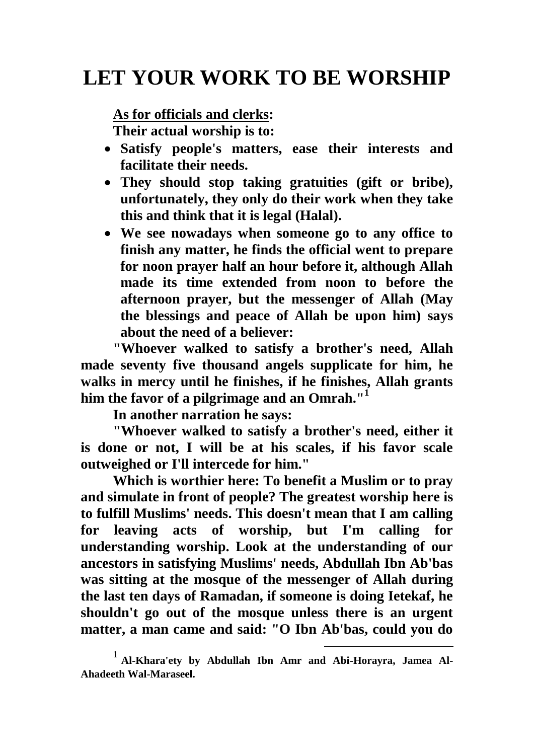# LET YOUR WORK TO BE WORSHIP

**<u>As for officials and clerks</u>:**

**Their actual worship is to:**

- **Satisfy people's matters, ease their interests and facilitate their needs.**
- **They should stop taking gratuities (gift or bribe), unfortunately, they only do their work when they take this and think that it is legal (Halal).**
- **We see nowadays when someone go to any office to finish any matter, he finds the official went to prepare for noon prayer half an hour before it, although Allah made its time extended from noon to before the afternoon prayer, but the messenger of Allah (May the blessings and peace of Allah be upon him) says about the need of a believer:**

**"Whoever walked to satisfy a brother's need, Allah made seventy five thousand angels supplicate for him, he walks in mercy until he finishes, if he finishes, Allah grants him the favor of a pilgrimage and an Omrah."[1]**

**In another narration he says:**

**"Whoever walked to satisfy a brother's need, either it is done or not, I will be at his scales, if his favor scale outweighed or I'll intercede for him."**

**Which is worthier here: To benefit a Muslim or to pray and simulate in front of people? The greatest worship here is to fulfill Muslims' needs. This doesn't mean that I am calling for leaving acts of worship, but I'm calling for understanding worship. Look at the understanding of our ancestors in satisfying Muslims' needs, Abdullah Ibn Ab'bas was sitting at the mosque of the messenger of Allah during the last ten days of Ramadan, if someone is doing Ietekaf, he shouldn't go out of the mosque unless there is an urgent matter, a man came and said: "O Ibn Ab'bas, could you do**

---

[1] **Al-Khara'ety by Abdullah Ibn Amr and Abi-Horayra, Jamea Al-Ahadeeth Wal-Maraseel.**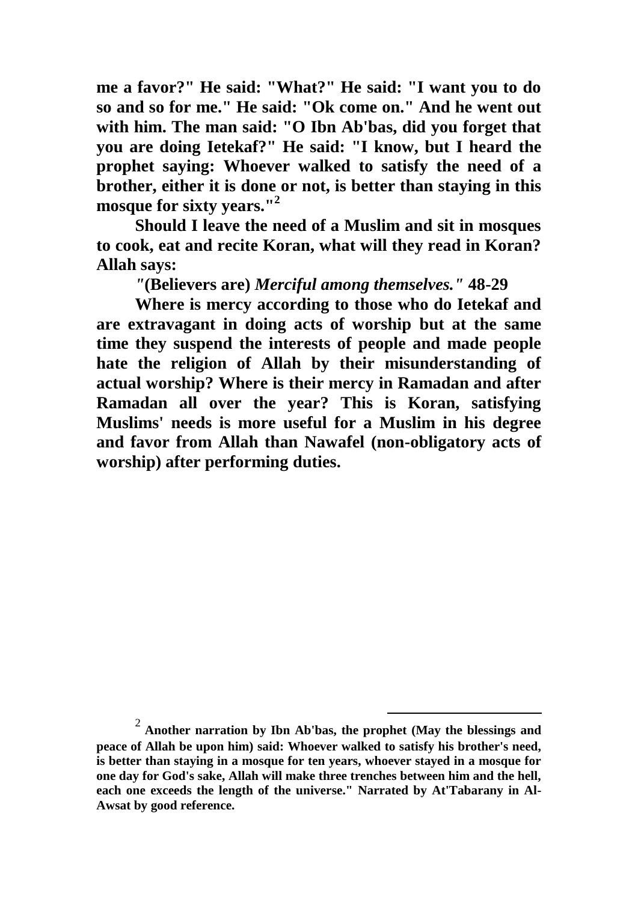**me a favor?" He said: "What?" He said: "I want you to do so and so for me." He said: "Ok come on." And he went out with him. The man said: "O Ibn Ab'bas, did you forget that you are doing Ietekaf?" He said: "I know, but I heard the prophet saying: Whoever walked to satisfy the need of a brother, either it is done or not, is better than staying in this mosque for sixty years."[2]**

**Should I leave the need of a Muslim and sit in mosques to cook, eat and recite Koran, what will they read in Koran? Allah says:**

*"***(Believers are)** ***Merciful among themselves."*** **48-29**

**Where is mercy according to those who do Ietekaf and are extravagant in doing acts of worship but at the same time they suspend the interests of people and made people hate the religion of Allah by their misunderstanding of actual worship? Where is their mercy in Ramadan and after Ramadan all over the year? This is Koran, satisfying Muslims' needs is more useful for a Muslim in his degree and favor from Allah than Nawafel (non-obligatory acts of worship) after performing duties.**

---

[2] **Another narration by Ibn Ab'bas, the prophet (May the blessings and peace of Allah be upon him) said: Whoever walked to satisfy his brother's need, is better than staying in a mosque for ten years, whoever stayed in a mosque for one day for God's sake, Allah will make three trenches between him and the hell, each one exceeds the length of the universe." Narrated by At'Tabarany in Al-Awsat by good reference.**